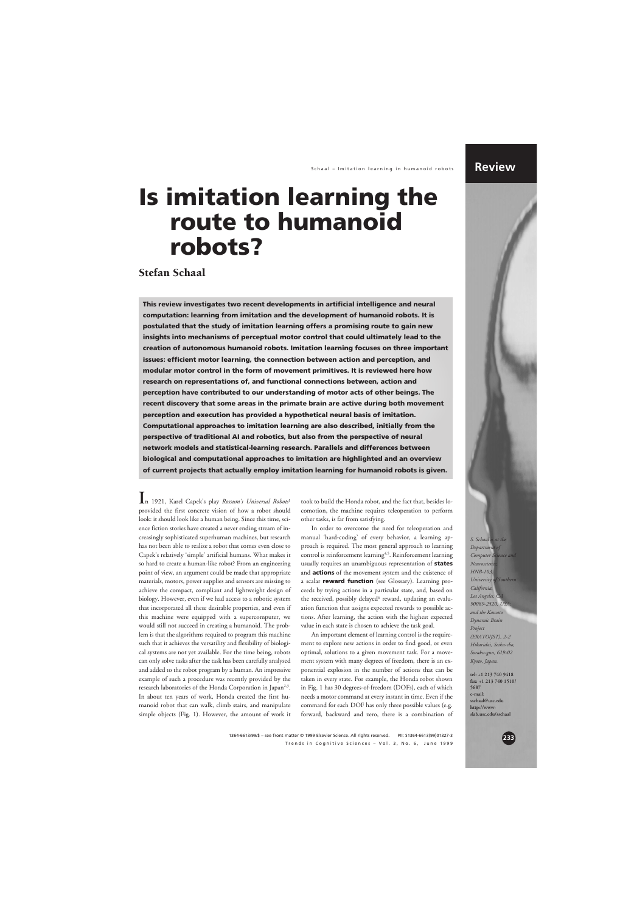Review

# Is imitation learning the route to humanoid robots?

**Stefan Schaal**

**This review investigates two recent developments in artificial intelligence and neural computation: learning from imitation and the development of humanoid robots. It is postulated that the study of imitation learning offers a promising route to gain new insights into mechanisms of perceptual motor control that could ultimately lead to the creation of autonomous humanoid robots. Imitation learning focuses on three important issues: efficient motor learning, the connection between action and perception, and modular motor control in the form of movement primitives. It is reviewed here how research on representations of, and functional connections between, action and perception have contributed to our understanding of motor acts of other beings. The recent discovery that some areas in the primate brain are active during both movement perception and execution has provided a hypothetical neural basis of imitation. Computational approaches to imitation learning are also described, initially from the perspective of traditional AI and robotics, but also from the perspective of neural network models and statistical-learning research. Parallels and differences between biological and computational approaches to imitation are highlighted and an overview of current projects that actually employ imitation learning for humanoid robots is given.**

*S. Schaal is at the Department of Computer Science and Neuroscience, HNB-103, University of Southern California, Los Angeles, CA 90089-2520, USA and the Kawato Dynamic Brain Project (ERATO/JST), 2-2 Hikaridai, Seika-cho, Soraku-gun, 619-02 Kyoto, Japan.*

tel: +1 213 740 9418
fax: +1 213 740 1510/5687
e-mail: sschaal@usc.edu
http://www-slab.usc.edu/sschaal

In 1921, Karel Capek's play *Rossum's Universal Robots*[1] provided the first concrete vision of how a robot should look: it should look like a human being. Since this time, science fiction stories have created a never ending stream of increasingly sophisticated superhuman machines, but research has not been able to realize a robot that comes even close to Capek's relatively 'simple' artificial humans. What makes it so hard to create a human-like robot? From an engineering point of view, an argument could be made that appropriate materials, motors, power supplies and sensors are missing to achieve the compact, compliant and lightweight design of biology. However, even if we had access to a robotic system that incorporated all these desirable properties, and even if this machine were equipped with a supercomputer, we would still not succeed in creating a humanoid. The problem is that the algorithms required to program this machine such that it achieves the versatility and flexibility of biological systems are not yet available. For the time being, robots can only solve tasks after the task has been carefully analysed and added to the robot program by a human. An impressive example of such a procedure was recently provided by the research laboratories of the Honda Corporation in Japan[2,3]. In about ten years of work, Honda created the first humanoid robot that can walk, climb stairs, and manipulate simple objects (Fig. 1). However, the amount of work it took to build the Honda robot, and the fact that, besides locomotion, the machine requires teleoperation to perform other tasks, is far from satisfying.

In order to overcome the need for teleoperation and manual 'hard-coding' of every behavior, a learning approach is required. The most general approach to learning control is reinforcement learning[4,5]. Reinforcement learning usually requires an unambiguous representation of **states** and **actions** of the movement system and the existence of a scalar **reward function** (see Glossary). Learning proceeds by trying actions in a particular state, and, based on the received, possibly delayed[6] reward, updating an evaluation function that assigns expected rewards to possible actions. After learning, the action with the highest expected value in each state is chosen to achieve the task goal.

An important element of learning control is the requirement to explore new actions in order to find good, or even optimal, solutions to a given movement task. For a movement system with many degrees of freedom, there is an exponential explosion in the number of actions that can be taken in every state. For example, the Honda robot shown in Fig. 1 has 30 degrees-of-freedom (DOFs), each of which needs a motor command at every instant in time. Even if the command for each DOF has only three possible values (e.g. forward, backward and zero, there is a combination of

1364-6613/99/$ – see front matter © 1999 Elsevier Science. All rights reserved. PII: S1364-6613(99)01327-3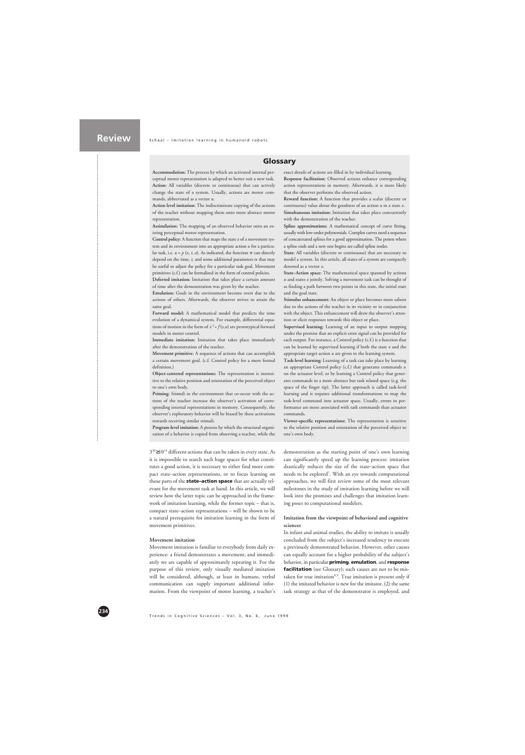## Glossary

**Accommodation:** The process by which an activated internal perceptual motor representation is adapted to better suit a new task.

**Action:** All variables (discrete or continuous) that can actively change the state of a system. Usually, actions are motor commands, abbreviated as a vector $u$.

**Action level imitation:** The indiscriminate copying of the actions of the teacher without mapping them onto more abstract motor representation.

**Assimilation:** The mapping of an observed behavior onto an existing perceptual motor representation.

**Control policy:** A function that maps the state $x$ of a movement system and its environment into an appropriate action $u$ for a particular task, i.e. $u = p\,(x, t, a)$. As indicated, the function $\pi$ can directly depend on the time, $t$, and some additional parameters $\alpha$ that may be useful to adjust the policy for a particular task goal. Movement primitives (c.f.) can be formalized in the form of control policies.

**Deferred imitation:** Imitation that takes place a certain amount of time after the demonstration was given by the teacher.

**Emulation:** Goals in the environment become overt due to the actions of others. Afterwards, the observer strives to attain the same goal.

**Forward model:** A mathematical model that predicts the time evolution of a dynamical system. For example, differential equations of motion in the form of $\dot{x} = f(x,u)$ are prototypical forward models in motor control.

**Immediate imitation:** Imitation that takes place immediately after the demonstration of the teacher.

**Movement primitive:** A sequence of actions that can accomplish a certain movement goal. (c.f. Control policy for a more formal definition.)

**Object-centered representations:** The representation is insensitive to the relative position and orientation of the perceived object to one's own body.

**Priming:** Stimuli in the environment that co-occur with the actions of the teacher increase the observer's activation of corresponding internal representations in memory. Consequently, the observer's exploratory behavior will be biased by these activations towards receiving similar stimuli.

**Program-level imitation:** A process by which the structural organization of a behavior is copied from observing a teacher, while the exact details of actions are filled in by individual learning.

**Response facilitation:** Observed actions enhance corresponding action representations in memory. Afterwards, it is more likely that the observer performs the observed action.

**Reward function:** A function that provides a scalar (discrete or continuous) value about the goodness of an action $u$ in a state $x$.

**Simultaneous imitation:** Imitation that takes place concurrently with the demonstration of the teacher.

**Spline approximations:** A mathematical concept of curve fitting, usually with low-order polynomials. Complex curves need a sequence of concatenated splines for a good approximation. The points where a spline ends and a new one begins are called spline nodes.

**State:** All variables (discrete or continuous) that are necessary to model a system. In this article, all states of a system are compactly denoted as a vector $x$.

**State–Action space:** The mathematical space spanned by actions $u$ and states $x$ jointly. Solving a movement task can be thought of as finding a path between two points in this state, the initial state and the goal state.

**Stimulus enhancement:** An object or place becomes more salient due to the actions of the teacher in its vicinity or in conjunction with the object. This enhancement will draw the observer's attention or elicit responses towards this object or place.

**Supervised learning:** Learning of an input to output mapping under the premise that an explicit error signal can be provided for each output. For instance, a Control policy (c.f.) is a function that can be learned by supervised learning if both the state $x$ and the appropriate target action $u$ are given to the learning system.

**Task-level learning:** Learning of a task can take place by learning an appropriate Control policy (c.f.) that generates commands $u$ on the actuator level, or by learning a Control policy that generates commands in a more abstract but task related space (e.g. the space of the finger tip). The latter approach is called task-level learning and it requires additional transformations to map the task-level command into actuator space. Usually, errors in performance are more associated with task commands than actuator commands.

**Viewer-specific representations:** The representation is sensitive to the relative position and orientation of the perceived object to one's own body.

---

$3^{30} \cong 10^{14}$ different actions that can be taken in every state. As it is impossible to search such huge spaces for what constitutes a good action, it is necessary to either find more compact state–action representations, or to focus learning on those parts of the **state–action space** that are actually relevant for the movement task at hand. In this article, we will review how the latter topic can be approached in the framework of imitation learning, while the former topic – that is, compact state–action representations – will be shown to be a natural prerequisite for imitation learning in the form of movement primitives.

### Movement imitation

Movement imitation is familiar to everybody from daily experience: a friend demonstrates a movement, and immediately we are capable of approximately repeating it. For the purpose of this review, only visually mediated imitation will be considered, although, at least in humans, verbal communication can supply important additional information. From the viewpoint of motor learning, a teacher's demonstration as the starting point of one's own learning can significantly speed up the learning process: imitation drastically reduces the size of the state–action space that needs to be explored[7]. With an eye towards computational approaches, we will first review some of the most relevant milestones in the study of imitation learning before we will look into the promises and challenges that imitation learning poses to computational modelers.

### Imitation from the viewpoint of behavioral and cognitive sciences

In infant and animal studies, the ability to imitate is usually concluded from the subject's increased tendency to execute a previously demonstrated behavior. However, other causes can equally account for a higher probability of the subject's behavior, in particular **priming**, **emulation**, and **response facilitation** (see Glossary); such causes are not to be mistaken for true imitation[8,9]. True imitation is present only if (1) the imitated behavior is new for the imitator, (2) the same task strategy as that of the demonstrator is employed, and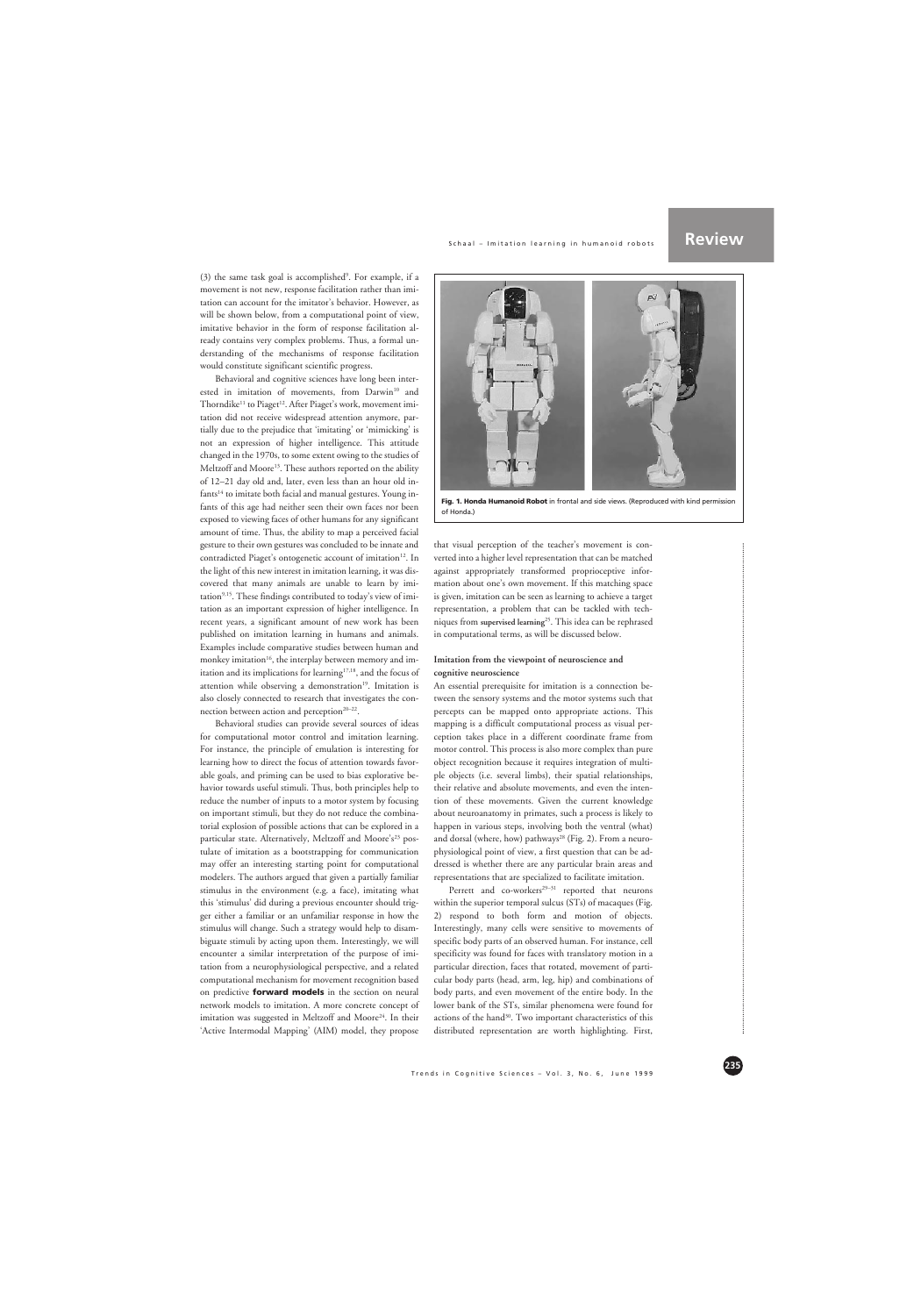(3) the same task goal is accomplished[9]. For example, if a movement is not new, response facilitation rather than imitation can account for the imitator's behavior. However, as will be shown below, from a computational point of view, imitative behavior in the form of response facilitation already contains very complex problems. Thus, a formal understanding of the mechanisms of response facilitation would constitute significant scientific progress.

Behavioral and cognitive sciences have long been interested in imitation of movements, from Darwin[10] and Thorndike[11] to Piaget[12]. After Piaget's work, movement imitation did not receive widespread attention anymore, partially due to the prejudice that 'imitating' or 'mimicking' is not an expression of higher intelligence. This attitude changed in the 1970s, to some extent owing to the studies of Meltzoff and Moore[13]. These authors reported on the ability of 12–21 day old and, later, even less than an hour old infants[14] to imitate both facial and manual gestures. Young infants of this age had neither seen their own faces nor been exposed to viewing faces of other humans for any significant amount of time. Thus, the ability to map a perceived facial gesture to their own gestures was concluded to be innate and contradicted Piaget's ontogenetic account of imitation[12]. In the light of this new interest in imitation learning, it was discovered that many animals are unable to learn by imitation[9,15]. These findings contributed to today's view of imitation as an important expression of higher intelligence. In recent years, a significant amount of new work has been published on imitation learning in humans and animals. Examples include comparative studies between human and monkey imitation[16], the interplay between memory and imitation and its implications for learning[17,18], and the focus of attention while observing a demonstration[19]. Imitation is also closely connected to research that investigates the connection between action and perception[20–22].

Behavioral studies can provide several sources of ideas for computational motor control and imitation learning. For instance, the principle of emulation is interesting for learning how to direct the focus of attention towards favorable goals, and priming can be used to bias explorative behavior towards useful stimuli. Thus, both principles help to reduce the number of inputs to a motor system by focusing on important stimuli, but they do not reduce the combinatorial explosion of possible actions that can be explored in a particular state. Alternatively, Meltzoff and Moore's[23] postulate of imitation as a bootstrapping for communication may offer an interesting starting point for computational modelers. The authors argued that given a partially familiar stimulus in the environment (e.g. a face), imitating what this 'stimulus' did during a previous encounter should trigger either a familiar or an unfamiliar response in how the stimulus will change. Such a strategy would help to disambiguate stimuli by acting upon them. Interestingly, we will encounter a similar interpretation of the purpose of imitation from a neurophysiological perspective, and a related computational mechanism for movement recognition based on predictive **forward models** in the section on neural network models to imitation. A more concrete concept of imitation was suggested in Meltzoff and Moore[24]. In their 'Active Intermodal Mapping' (AIM) model, they propose that visual perception of the teacher's movement is converted into a higher level representation that can be matched against appropriately transformed proprioceptive information about one's own movement. If this matching space is given, imitation can be seen as learning to achieve a target representation, a problem that can be tackled with techniques from **supervised learning**[25]. This idea can be rephrased in computational terms, as will be discussed below.

**Fig. 1. Honda Humanoid Robot** in frontal and side views. (Reproduced with kind permission of Honda.)

### Imitation from the viewpoint of neuroscience and cognitive neuroscience

An essential prerequisite for imitation is a connection between the sensory systems and the motor systems such that percepts can be mapped onto appropriate actions. This mapping is a difficult computational process as visual perception takes place in a different coordinate frame from motor control. This process is also more complex than pure object recognition because it requires integration of multiple objects (i.e. several limbs), their spatial relationships, their relative and absolute movements, and even the intention of these movements. Given the current knowledge about neuroanatomy in primates, such a process is likely to happen in various steps, involving both the ventral (what) and dorsal (where, how) pathways[26] (Fig. 2). From a neurophysiological point of view, a first question that can be addressed is whether there are any particular brain areas and representations that are specialized to facilitate imitation.

Perrett and co-workers[29–31] reported that neurons within the superior temporal sulcus (STs) of macaques (Fig. 2) respond to both form and motion of objects. Interestingly, many cells were sensitive to movements of specific body parts of an observed human. For instance, cell specificity was found for faces with translatory motion in a particular direction, faces that rotated, movement of particular body parts (head, arm, leg, hip) and combinations of body parts, and even movement of the entire body. In the lower bank of the STs, similar phenomena were found for actions of the hand[30]. Two important characteristics of this distributed representation are worth highlighting. First,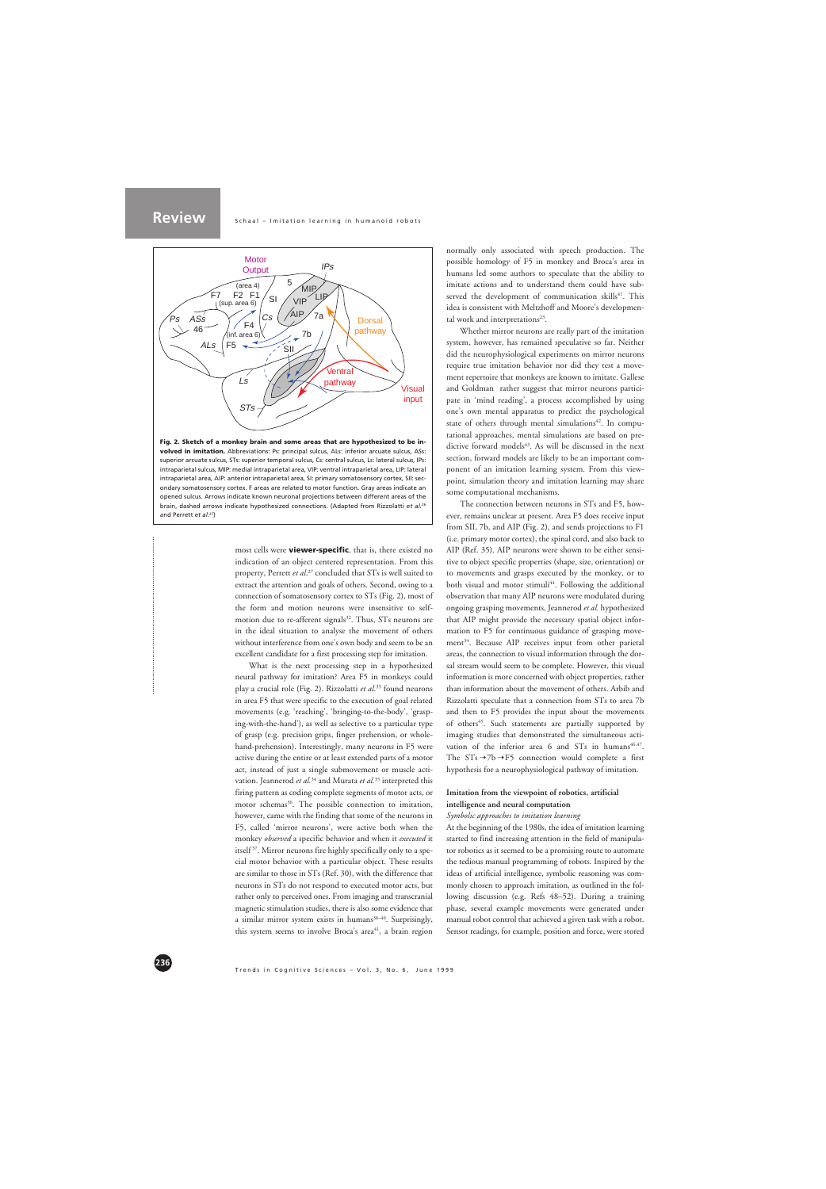**Fig. 2. Sketch of a monkey brain and some areas that are hypothesized to be involved in imitation.** Abbreviations: Ps: principal sulcus, ALs: inferior arcuate sulcus, ASs: superior arcuate sulcus, STs: superior temporal sulcus, Cs: central sulcus, Ls: lateral sulcus, IPs: intraparietal sulcus, MIP: medial intraparietal area, VIP: ventral intraparietal area, LIP: lateral intraparietal area, AIP: anterior intraparietal area, SI: primary somatosensory cortex, SII: secondary somatosensory cortex. F areas are related to motor function. Gray areas indicate an opened sulcus. Arrows indicate known neuronal projections between different areas of the brain, dashed arrows indicate hypothesized connections. (Adapted from Rizzolatti *et al.*[26] and Perrett *et al.*[27])

most cells were **viewer-specific**, that is, there existed no indication of an object centered representation. From this property, Perrett *et al.*[27] concluded that STs is well suited to extract the attention and goals of others. Second, owing to a connection of somatosensory cortex to STs (Fig. 2), most of the form and motion neurons were insensitive to self-motion due to re-afferent signals[32]. Thus, STs neurons are in the ideal situation to analyse the movement of others without interference from one's own body and seem to be an excellent candidate for a first processing step for imitation.

What is the next processing step in a hypothesized neural pathway for imitation? Area F5 in monkeys could play a crucial role (Fig. 2). Rizzolatti *et al.*[33] found neurons in area F5 that were specific to the execution of goal related movements (e.g. 'reaching', 'bringing-to-the-body', 'grasping-with-the-hand'), as well as selective to a particular type of grasp (e.g. precision grips, finger prehension, or whole-hand-prehension). Interestingly, many neurons in F5 were active during the entire or at least extended parts of a motor act, instead of just a single submovement or muscle activation. Jeannerod *et al.*[34] and Murata *et al.*[35] interpreted this firing pattern as coding complete segments of motor acts, or motor schemas[36]. The possible connection to imitation, however, came with the finding that some of the neurons in F5, called 'mirror neurons', were active both when the monkey *observed* a specific behavior and when it *executed* it itself[37]. Mirror neurons fire highly specifically only to a special motor behavior with a particular object. These results are similar to those in STs (Ref. 30), with the difference that neurons in STs do not respond to executed motor acts, but rather only to perceived ones. From imaging and transcranial magnetic stimulation studies, there is also some evidence that a similar mirror system exists in humans[38–40]. Surprisingly, this system seems to involve Broca's area[41], a brain region normally only associated with speech production. The possible homology of F5 in monkey and Broca's area in humans led some authors to speculate that the ability to imitate actions and to understand them could have subserved the development of communication skills[41]. This idea is consistent with Meltzhoff and Moore's developmental work and interpretations[25].

Whether mirror neurons are really part of the imitation system, however, has remained speculative so far. Neither did the neurophysiological experiments on mirror neurons require true imitation behavior nor did they test a movement repertoire that monkeys are known to imitate. Gallese and Goldman rather suggest that mirror neurons participate in 'mind reading', a process accomplished by using one's own mental apparatus to predict the psychological state of others through mental simulations[42]. In computational approaches, mental simulations are based on predictive forward models[43]. As will be discussed in the next section, forward models are likely to be an important component of an imitation learning system. From this viewpoint, simulation theory and imitation learning may share some computational mechanisms.

The connection between neurons in STs and F5, however, remains unclear at present. Area F5 does receive input from SII, 7b, and AIP (Fig. 2), and sends projections to F1 (i.e. primary motor cortex), the spinal cord, and also back to AIP (Ref. 35). AIP neurons were shown to be either sensitive to object specific properties (shape, size, orientation) or to movements and grasps executed by the monkey, or to both visual and motor stimuli[44]. Following the additional observation that many AIP neurons were modulated during ongoing grasping movements, Jeannerod *et al.* hypothesized that AIP might provide the necessary spatial object information to F5 for continuous guidance of grasping movement[34]. Because AIP receives input from other parietal areas, the connection to visual information through the dorsal stream would seem to be complete. However, this visual information is more concerned with object properties, rather than information about the movement of others. Arbib and Rizzolatti speculate that a connection from STs to area 7b and then to F5 provides the input about the movements of others[45]. Such statements are partially supported by imaging studies that demonstrated the simultaneous activation of the inferior area 6 and STs in humans[46,47]. The STs→7b→F5 connection would complete a first hypothesis for a neurophysiological pathway of imitation.

### Imitation from the viewpoint of robotics, artificial intelligence and neural computation

#### *Symbolic approaches to imitation learning*

At the beginning of the 1980s, the idea of imitation learning started to find increasing attention in the field of manipulator robotics as it seemed to be a promising route to automate the tedious manual programming of robots. Inspired by the ideas of artificial intelligence, symbolic reasoning was commonly chosen to approach imitation, as outlined in the following discussion (e.g. Refs 48–52). During a training phase, several example movements were generated under manual robot control that achieved a given task with a robot. Sensor readings, for example, position and force, were stored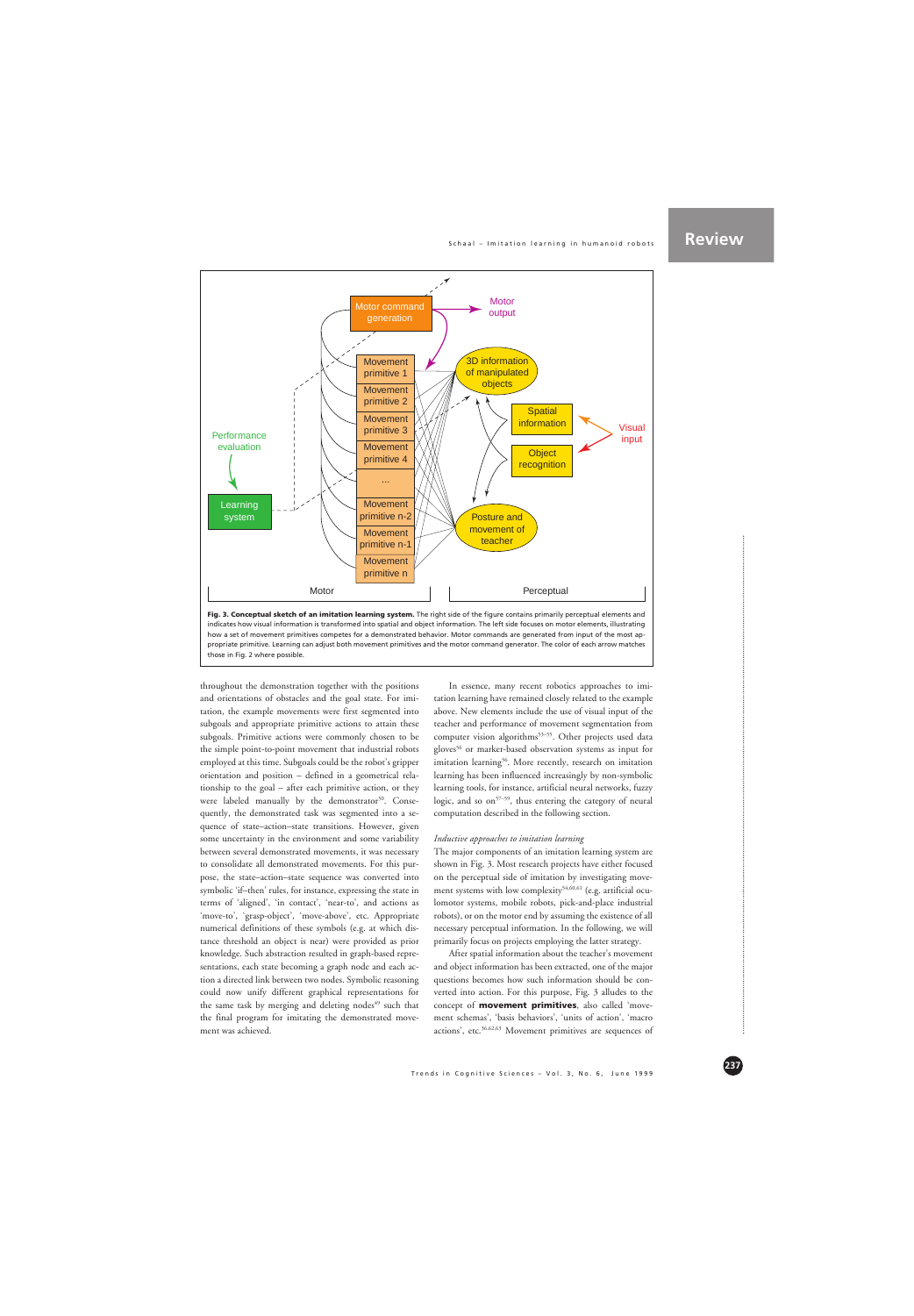**Fig. 3. Conceptual sketch of an imitation learning system.** The right side of the figure contains primarily perceptual elements and indicates how visual information is transformed into spatial and object information. The left side focuses on motor elements, illustrating how a set of movement primitives competes for a demonstrated behavior. Motor commands are generated from input of the most appropriate primitive. Learning can adjust both movement primitives and the motor command generator. The color of each arrow matches those in Fig. 2 where possible.

throughout the demonstration together with the positions and orientations of obstacles and the goal state. For imitation, the example movements were first segmented into subgoals and appropriate primitive actions to attain these subgoals. Primitive actions were commonly chosen to be the simple point-to-point movement that industrial robots employed at this time. Subgoals could be the robot's gripper orientation and position – defined in a geometrical relationship to the goal – after each primitive action, or they were labeled manually by the demonstrator[50]. Consequently, the demonstrated task was segmented into a sequence of state–action–state transitions. However, given some uncertainty in the environment and some variability between several demonstrated movements, it was necessary to consolidate all demonstrated movements. For this purpose, the state–action–state sequence was converted into symbolic 'if–then' rules, for instance, expressing the state in terms of 'aligned', 'in contact', 'near-to', and actions as 'move-to', 'grasp-object', 'move-above', etc. Appropriate numerical definitions of these symbols (e.g. at which distance threshold an object is near) were provided as prior knowledge. Such abstraction resulted in graph-based representations, each state becoming a graph node and each action a directed link between two nodes. Symbolic reasoning could now unify different graphical representations for the same task by merging and deleting nodes[49] such that the final program for imitating the demonstrated movement was achieved.

In essence, many recent robotics approaches to imitation learning have remained closely related to the example above. New elements include the use of visual input of the teacher and performance of movement segmentation from computer vision algorithms[53–55]. Other projects used data gloves[56] or marker-based observation systems as input for imitation learning[36]. More recently, research on imitation learning has been influenced increasingly by non-symbolic learning tools, for instance, artificial neural networks, fuzzy logic, and so on[57–59], thus entering the category of neural computation described in the following section.

*Inductive approaches to imitation learning*

The major components of an imitation learning system are shown in Fig. 3. Most research projects have either focused on the perceptual side of imitation by investigating movement systems with low complexity[54,60,61] (e.g. artificial oculomotor systems, mobile robots, pick-and-place industrial robots), or on the motor end by assuming the existence of all necessary perceptual information. In the following, we will primarily focus on projects employing the latter strategy.

After spatial information about the teacher's movement and object information has been extracted, one of the major questions becomes how such information should be converted into action. For this purpose, Fig. 3 alludes to the concept of **movement primitives**, also called 'movement schemas', 'basis behaviors', 'units of action', 'macro actions', etc.[36,62,63] Movement primitives are sequences of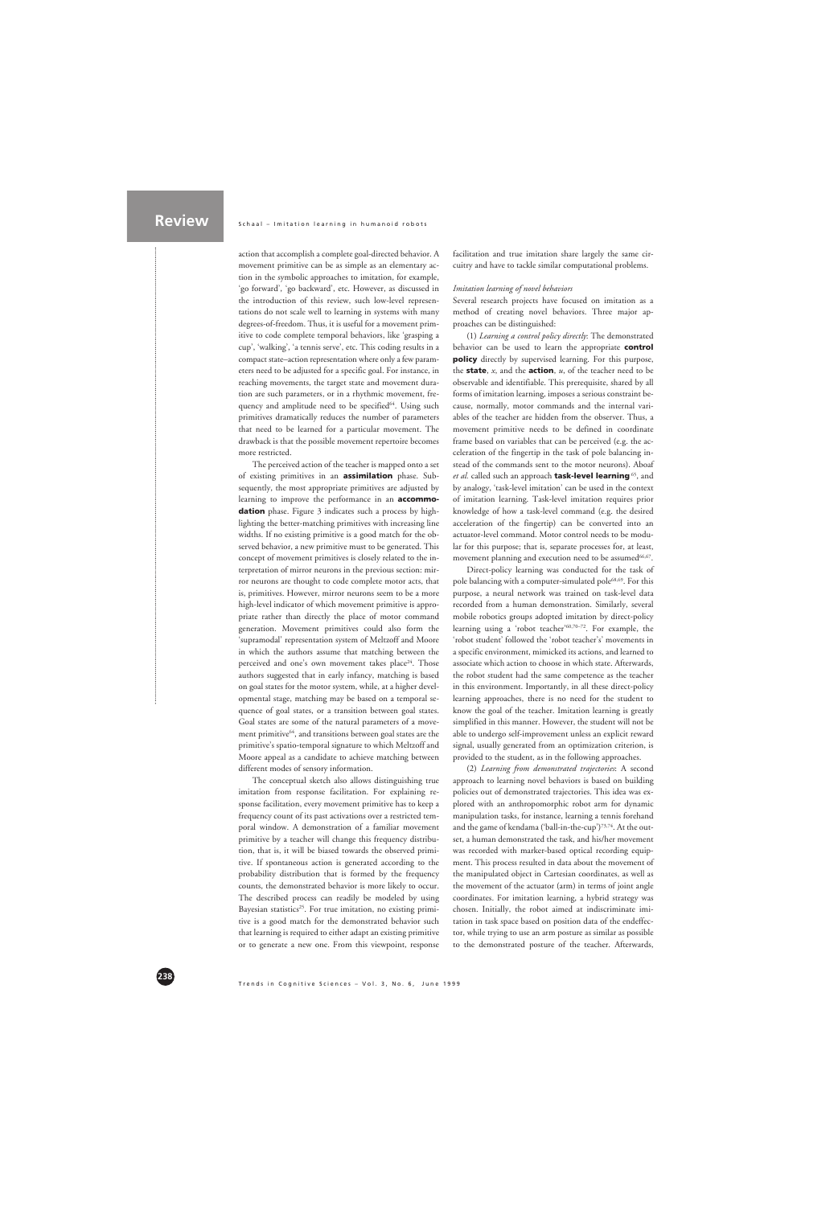action that accomplish a complete goal-directed behavior. A movement primitive can be as simple as an elementary action in the symbolic approaches to imitation, for example, 'go forward', 'go backward', etc. However, as discussed in the introduction of this review, such low-level representations do not scale well to learning in systems with many degrees-of-freedom. Thus, it is useful for a movement primitive to code complete temporal behaviors, like 'grasping a cup', 'walking', 'a tennis serve', etc. This coding results in a compact state–action representation where only a few parameters need to be adjusted for a specific goal. For instance, in reaching movements, the target state and movement duration are such parameters, or in a rhythmic movement, frequency and amplitude need to be specified[64]. Using such primitives dramatically reduces the number of parameters that need to be learned for a particular movement. The drawback is that the possible movement repertoire becomes more restricted.

The perceived action of the teacher is mapped onto a set of existing primitives in an **assimilation** phase. Subsequently, the most appropriate primitives are adjusted by learning to improve the performance in an **accommodation** phase. Figure 3 indicates such a process by highlighting the better-matching primitives with increasing line widths. If no existing primitive is a good match for the observed behavior, a new primitive must to be generated. This concept of movement primitives is closely related to the interpretation of mirror neurons in the previous section: mirror neurons are thought to code complete motor acts, that is, primitives. However, mirror neurons seem to be a more high-level indicator of which movement primitive is appropriate rather than directly the place of motor command generation. Movement primitives could also form the 'supramodal' representation system of Meltzoff and Moore in which the authors assume that matching between the perceived and one's own movement takes place[24]. Those authors suggested that in early infancy, matching is based on goal states for the motor system, while, at a higher developmental stage, matching may be based on a temporal sequence of goal states, or a transition between goal states. Goal states are some of the natural parameters of a movement primitive[64], and transitions between goal states are the primitive's spatio-temporal signature to which Meltzoff and Moore appeal as a candidate to achieve matching between different modes of sensory information.

The conceptual sketch also allows distinguishing true imitation from response facilitation. For explaining response facilitation, every movement primitive has to keep a frequency count of its past activations over a restricted temporal window. A demonstration of a familiar movement primitive by a teacher will change this frequency distribution, that is, it will be biased towards the observed primitive. If spontaneous action is generated according to the probability distribution that is formed by the frequency counts, the demonstrated behavior is more likely to occur. The described process can readily be modeled by using Bayesian statistics[25]. For true imitation, no existing primitive is a good match for the demonstrated behavior such that learning is required to either adapt an existing primitive or to generate a new one. From this viewpoint, response facilitation and true imitation share largely the same circuitry and have to tackle similar computational problems.

*Imitation learning of novel behaviors*

Several research projects have focused on imitation as a method of creating novel behaviors. Three major approaches can be distinguished:

(1) *Learning a control policy directly*: The demonstrated behavior can be used to learn the appropriate **control policy** directly by supervised learning. For this purpose, the **state**, $x$, and the **action**, $u$, of the teacher need to be observable and identifiable. This prerequisite, shared by all forms of imitation learning, imposes a serious constraint because, normally, motor commands and the internal variables of the teacher are hidden from the observer. Thus, a movement primitive needs to be defined in coordinate frame based on variables that can be perceived (e.g. the acceleration of the fingertip in the task of pole balancing instead of the commands sent to the motor neurons). Aboaf *et al.* called such an approach **task-level learning**[65], and by analogy, 'task-level imitation' can be used in the context of imitation learning. Task-level imitation requires prior knowledge of how a task-level command (e.g. the desired acceleration of the fingertip) can be converted into an actuator-level command. Motor control needs to be modular for this purpose; that is, separate processes for, at least, movement planning and execution need to be assumed[66,67].

Direct-policy learning was conducted for the task of pole balancing with a computer-simulated pole[68,69]. For this purpose, a neural network was trained on task-level data recorded from a human demonstration. Similarly, several mobile robotics groups adopted imitation by direct-policy learning using a 'robot teacher'[60,70–72]. For example, the 'robot student' followed the 'robot teacher's' movements in a specific environment, mimicked its actions, and learned to associate which action to choose in which state. Afterwards, the robot student had the same competence as the teacher in this environment. Importantly, in all these direct-policy learning approaches, there is no need for the student to know the goal of the teacher. Imitation learning is greatly simplified in this manner. However, the student will not be able to undergo self-improvement unless an explicit reward signal, usually generated from an optimization criterion, is provided to the student, as in the following approaches.

(2) *Learning from demonstrated trajectories*: A second approach to learning novel behaviors is based on building policies out of demonstrated trajectories. This idea was explored with an anthropomorphic robot arm for dynamic manipulation tasks, for instance, learning a tennis forehand and the game of kendama ('ball-in-the-cup')[73,74]. At the outset, a human demonstrated the task, and his/her movement was recorded with marker-based optical recording equipment. This process resulted in data about the movement of the manipulated object in Cartesian coordinates, as well as the movement of the actuator (arm) in terms of joint angle coordinates. For imitation learning, a hybrid strategy was chosen. Initially, the robot aimed at indiscriminate imitation in task space based on position data of the endeffector, while trying to use an arm posture as similar as possible to the demonstrated posture of the teacher. Afterwards,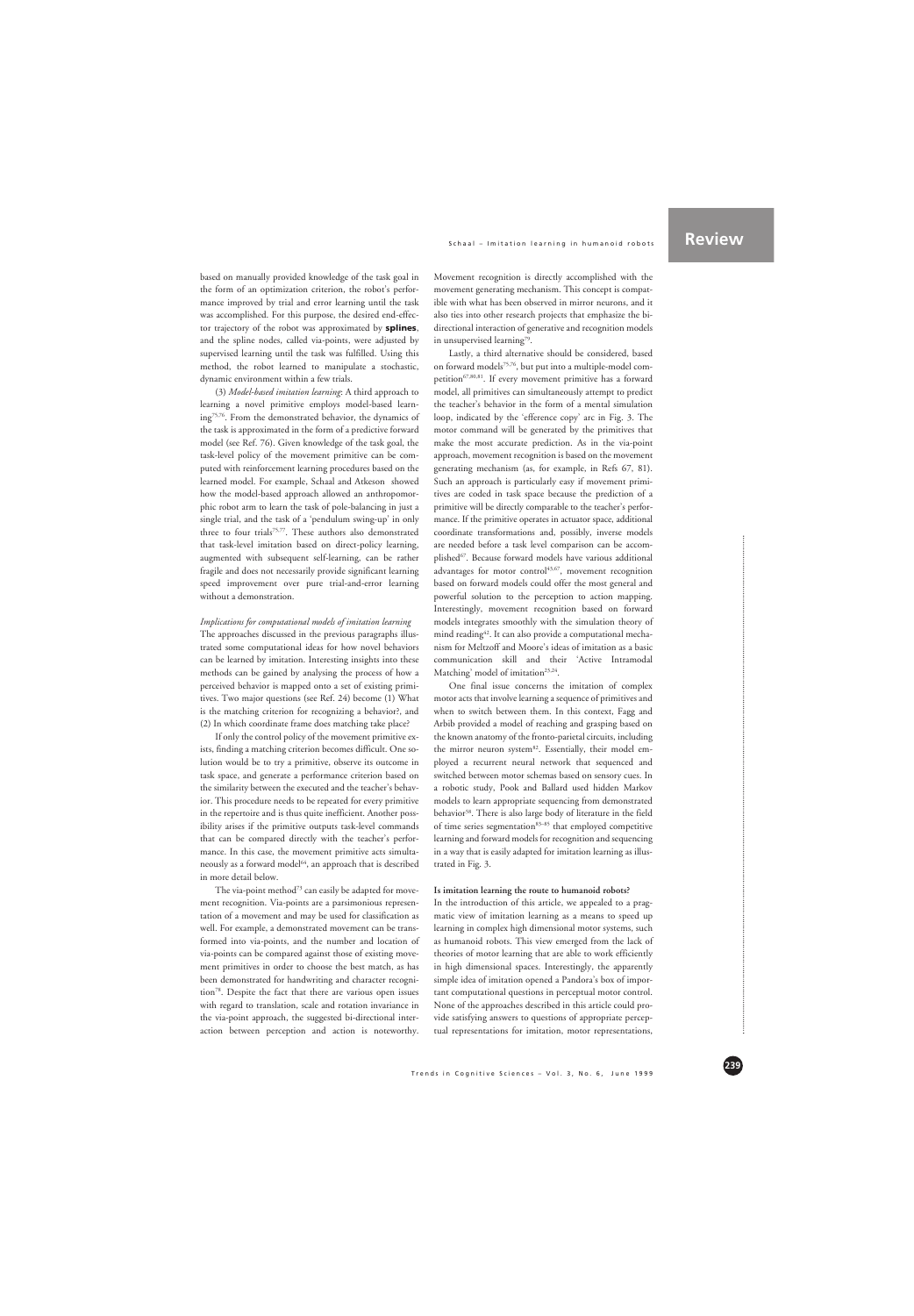based on manually provided knowledge of the task goal in the form of an optimization criterion, the robot's performance improved by trial and error learning until the task was accomplished. For this purpose, the desired end-effector trajectory of the robot was approximated by **splines**, and the spline nodes, called via-points, were adjusted by supervised learning until the task was fulfilled. Using this method, the robot learned to manipulate a stochastic, dynamic environment within a few trials.

(3) *Model-based imitation learning*: A third approach to learning a novel primitive employs model-based learning[75,76]. From the demonstrated behavior, the dynamics of the task is approximated in the form of a predictive forward model (see Ref. 76). Given knowledge of the task goal, the task-level policy of the movement primitive can be computed with reinforcement learning procedures based on the learned model. For example, Schaal and Atkeson showed how the model-based approach allowed an anthropomorphic robot arm to learn the task of pole-balancing in just a single trial, and the task of a 'pendulum swing-up' in only three to four trials[75,77]. These authors also demonstrated that task-level imitation based on direct-policy learning, augmented with subsequent self-learning, can be rather fragile and does not necessarily provide significant learning speed improvement over pure trial-and-error learning without a demonstration.

*Implications for computational models of imitation learning*

The approaches discussed in the previous paragraphs illustrated some computational ideas for how novel behaviors can be learned by imitation. Interesting insights into these methods can be gained by analysing the process of how a perceived behavior is mapped onto a set of existing primitives. Two major questions (see Ref. 24) become (1) What is the matching criterion for recognizing a behavior?, and (2) In which coordinate frame does matching take place?

If only the control policy of the movement primitive exists, finding a matching criterion becomes difficult. One solution would be to try a primitive, observe its outcome in task space, and generate a performance criterion based on the similarity between the executed and the teacher's behavior. This procedure needs to be repeated for every primitive in the repertoire and is thus quite inefficient. Another possibility arises if the primitive outputs task-level commands that can be compared directly with the teacher's performance. In this case, the movement primitive acts simultaneously as a forward model[64], an approach that is described in more detail below.

The via-point method[73] can easily be adapted for movement recognition. Via-points are a parsimonious representation of a movement and may be used for classification as well. For example, a demonstrated movement can be transformed into via-points, and the number and location of via-points can be compared against those of existing movement primitives in order to choose the best match, as has been demonstrated for handwriting and character recognition[78]. Despite the fact that there are various open issues with regard to translation, scale and rotation invariance in the via-point approach, the suggested bi-directional interaction between perception and action is noteworthy. Movement recognition is directly accomplished with the movement generating mechanism. This concept is compatible with what has been observed in mirror neurons, and it also ties into other research projects that emphasize the bi-directional interaction of generative and recognition models in unsupervised learning[79].

Lastly, a third alternative should be considered, based on forward models[75,76], but put into a multiple-model competition[67,80,81]. If every movement primitive has a forward model, all primitives can simultaneously attempt to predict the teacher's behavior in the form of a mental simulation loop, indicated by the 'efference copy' arc in Fig. 3. The motor command will be generated by the primitives that make the most accurate prediction. As in the via-point approach, movement recognition is based on the movement generating mechanism (as, for example, in Refs 67, 81). Such an approach is particularly easy if movement primitives are coded in task space because the prediction of a primitive will be directly comparable to the teacher's performance. If the primitive operates in actuator space, additional coordinate transformations and, possibly, inverse models are needed before a task level comparison can be accomplished[67]. Because forward models have various additional advantages for motor control[45,67], movement recognition based on forward models could offer the most general and powerful solution to the perception to action mapping. Interestingly, movement recognition based on forward models integrates smoothly with the simulation theory of mind reading[42]. It can also provide a computational mechanism for Meltzoff and Moore's ideas of imitation as a basic communication skill and their 'Active Intramodal Matching' model of imitation[23,24].

One final issue concerns the imitation of complex motor acts that involve learning a sequence of primitives and when to switch between them. In this context, Fagg and Arbib provided a model of reaching and grasping based on the known anatomy of the fronto-parietal circuits, including the mirror neuron system[82]. Essentially, their model employed a recurrent neural network that sequenced and switched between motor schemas based on sensory cues. In a robotic study, Pook and Ballard used hidden Markov models to learn appropriate sequencing from demonstrated behavior[58]. There is also large body of literature in the field of time series segmentation[83–85] that employed competitive learning and forward models for recognition and sequencing in a way that is easily adapted for imitation learning as illustrated in Fig. 3.

## Is imitation learning the route to humanoid robots?

In the introduction of this article, we appealed to a pragmatic view of imitation learning as a means to speed up learning in complex high dimensional motor systems, such as humanoid robots. This view emerged from the lack of theories of motor learning that are able to work efficiently in high dimensional spaces. Interestingly, the apparently simple idea of imitation opened a Pandora's box of important computational questions in perceptual motor control. None of the approaches described in this article could provide satisfying answers to questions of appropriate perceptual representations for imitation, motor representations,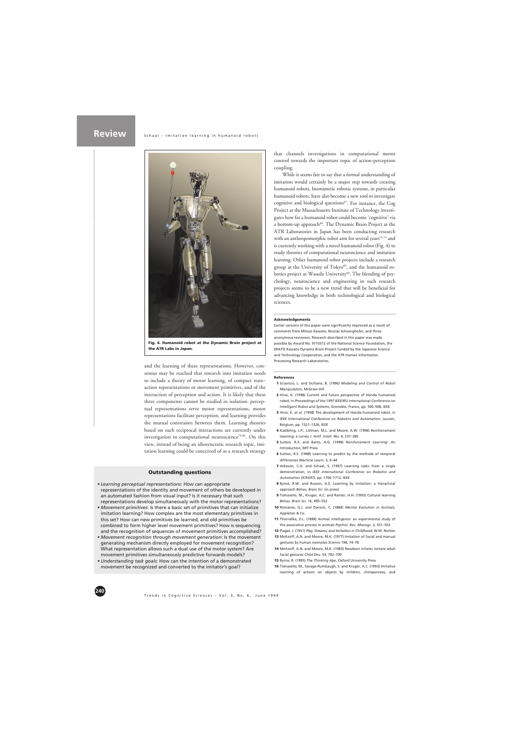Fig. 4. Humanoid robot at the Dynamic Brain project at the ATR Labs in Japan.

and the learning of these representations. However, consensus may be reached that research into imitation needs to include a theory of motor learning, of compact state–action representations or movement primitives, and of the interaction of perception and action. It is likely that these three components cannot be studied in isolation: perceptual representations serve motor representations, motor representations facilitate perception, and learning provides the mutual constraints between them. Learning theories based on such reciprocal interactions are currently under investigation in computational neuroscience[79,86]. On this view, instead of being an idiosyncratic research topic, imitation learning could be conceived of as a research strategy that channels investigations in computational motor control towards the important topic of action-perception coupling.

While it seems fair to say that a formal understanding of imitation would certainly be a major step towards creating humanoid robots, biomimetic robotic systems, in particular humanoid robots, have also become a new tool to investigate cognitive and biological questions[87]. For instance, the Cog Project at the Massachusetts Institute of Technology investigates how far a humanoid robot could become 'cognitive' via a bottom-up approach[88]. The Dynamic Brain Project at the ATR Laboratories in Japan has been conducting research with an anthropomorphic robot arm for several years[73,75] and is currently working with a novel humanoid robot (Fig. 4) to study theories of computational neuroscience and imitation learning. Other humanoid robot projects include a research group at the University of Tokyo[89], and the humanoid robotics project at Waseda University[90]. The blending of psychology, neuroscience and engineering in such research projects seems to be a new trend that will be beneficial for advancing knowledge in both technological and biological sciences.

### Outstanding questions

- *Learning perceptual representations*: How can appropriate representations of the identity and movement of others be developed in an automated fashion from visual input? Is it necessary that such representations develop simultaneously with the motor representations?
- *Movement primitives*: Is there a basic set of primitives that can initialize imitation learning? How complex are the most elementary primitives in this set? How can new primitives be learned, and old primitives be combined to form higher level movement primitives? How is sequencing and the recognition of sequences of movement primitives accomplished?
- *Movement recognition through movement generation*: Is the movement generating mechanism directly employed for movement recognition? What representation allows such a dual use of the motor system? Are movement primitives simultaneously predictive forwards models?
- *Understanding task goals*: How can the intention of a demonstrated movement be recognized and converted to the imitator's goal?

#### Acknowledgements

Earlier versions of this paper were significantly improved as a result of comments from Mitsuo Kawato, Nicolas Schweighofer, and three anonymous reviewers. Research described in this paper was made possible by Award No. 9710312 of the National Science Foundation, the ERATO Kawato Dynamic Brain Project funded by the Japanese Science and Technology Cooperation, and the ATR Human Information Processing Research Laboratories.

#### References

1 Sciavicco, L. and Siciliano, B. (1996) *Modeling and Control of Robot Manipulators*, McGraw-Hill

2 Hirai, K. (1998) Current and future perspective of Honda humanoid robot, in *Proceedings of the 1997 IEEE/RSJ International Conference on Intelligent Robot and Systems*, Grenoble, France, pp. 500–508, IEEE

3 Hirai, K. *et al.* (1998) The development of Honda humanoid robot, in *IEEE International Conference on Robotics and Automation*, Leuven, Belgium, pp. 1321–1326, IEEE

4 Kaelbling, L.P., Littman, M.L. and Moore, A.W. (1996) Reinforcement learning: a survey *J. Artif. Intell. Res.* 4, 237–285

5 Sutton, R.S. and Barto, A.G. (1998) *Reinforcement Learning: An Introduction*, MIT Press

6 Sutton, R.S. (1988) Learning to predict by the methods of temporal differences *Machine Learn.* 3, 9–44

7 Atkeson, C.G. and Schaal, S. (1997) Learning tasks from a single demonstration, in *IEEE International Conference on Robotics and Automation (ICRA97)*, pp. 1706–1712, IEEE

8 Byrne, R.W. and Russon, A.E. Learning by imitation: a hierachical approach *Behav. Brain Sci.* (in press)

9 Tomasello, M., Kruger, A.C. and Ranter, H.H. (1993) Cultural learning *Behav. Brain Sci.* 16, 495–552

10 Romanes, G.J. and Darwin, C. (1884) *Mental Evolution in Animals*, Appleton & Co.

11 Thorndike, E.L. (1898) Animal intelligence: an experimental study of the associative process in animals *Psychol. Rev. Monogr.* 2, 551–553

12 Piaget, J. (1951) *Play, Dreams, and Imitation in Childhood*, W.W. Norton

13 Meltzoff, A.N. and Moore, M.K. (1977) Imitation of facial and manual gestures by human neonates *Science* 198, 74–78

14 Meltzoff, A.N. and Moore, M.K. (1983) Newborn infants imitate adult facial gestures *Child Dev.* 54, 702–709

15 Byrne, R. (1995) *The Thinking Ape*, Oxford University Press

16 Tomasello, M., Savage-Rumbaugh, S. and Kruger, A.C. (1993) Imitative learning of actions on objects by children, chimpanzees, and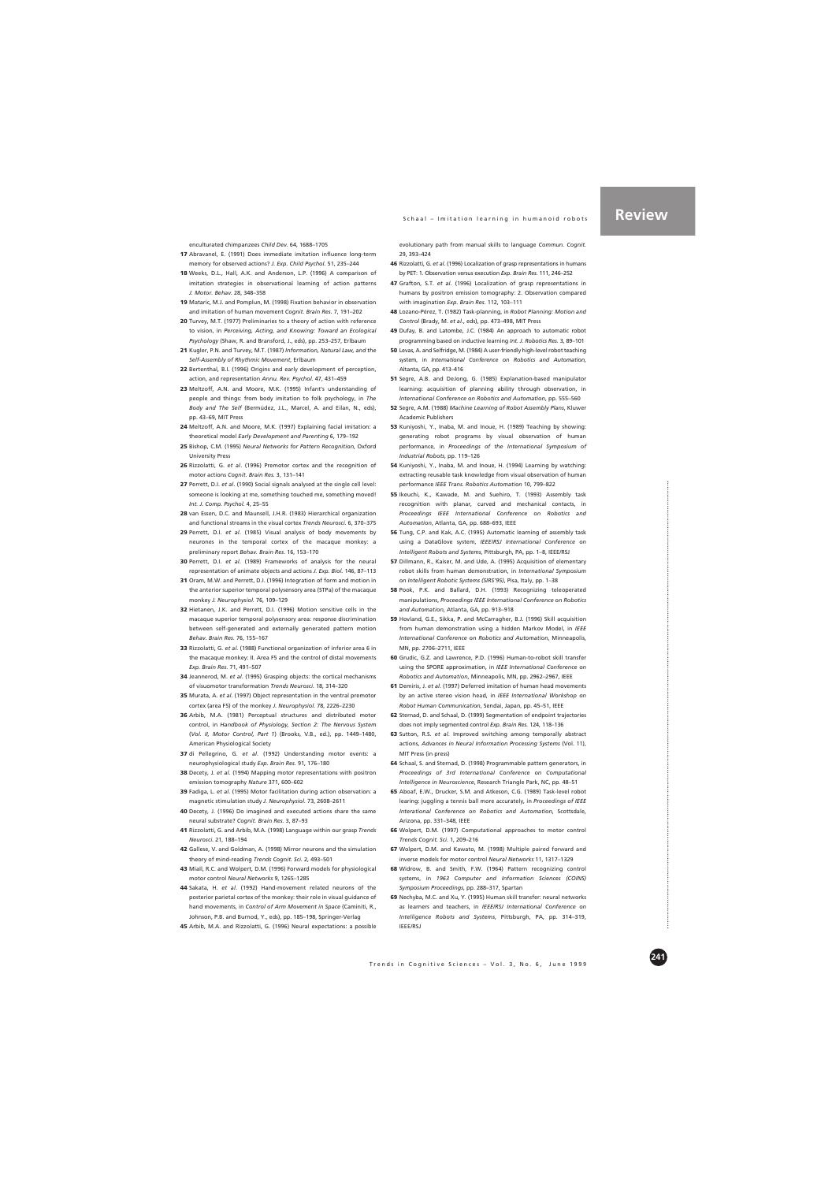enculturated chimpanzees *Child Dev.* 64, 1688–1705

**17** Abravanel, E. (1991) Does immediate imitation influence long-term memory for observed actions? *J. Exp. Child Psychol.* 51, 235–244

**18** Weeks, D.L., Hall, A.K. and Anderson, L.P. (1996) A comparison of imitation strategies in observational learning of action patterns *J. Motor. Behav.* 28, 348–358

**19** Mataric, M.J. and Pomplun, M. (1998) Fixation behavior in observation and imitation of human movement *Cognit. Brain Res.* 7, 191–202

**20** Turvey, M.T. (1977) Preliminaries to a theory of action with reference to vision, in *Perceiving, Acting, and Knowing: Toward an Ecological Psychology* (Shaw, R. and Bransford, J., eds), pp. 253–257, Erlbaum

**21** Kugler, P.N. and Turvey, M.T. (1987) *Information, Natural Law, and the Self-Assembly of Rhythmic Movement*, Erlbaum

**22** Bertenthal, B.I. (1996) Origins and early development of perception, action, and representation *Annu. Rev. Psychol.* 47, 431–459

**23** Meltzoff, A.N. and Moore, M.K. (1995) Infant's understanding of people and things: from body imitation to folk psychology, in *The Body and The Self* (Bermúdez, J.L., Marcel, A. and Eilan, N., eds), pp. 43–69, MIT Press

**24** Meltzoff, A.N. and Moore, M.K. (1997) Explaining facial imitation: a theoretical model *Early Development and Parenting* 6, 179–192

**25** Bishop, C.M. (1995) *Neural Networks for Pattern Recognition*, Oxford University Press

**26** Rizzolatti, G. *et al.* (1996) Premotor cortex and the recognition of motor actions *Cognit. Brain Res.* 3, 131–141

**27** Perrett, D.I. *et al.* (1990) Social signals analysed at the single cell level: someone is looking at me, something touched me, something moved! *Int. J. Comp. Psychol.* 4, 25–55

**28** van Essen, D.C. and Maunsell, J.H.R. (1983) Hierarchical organization and functional streams in the visual cortex *Trends Neurosci.* 6, 370–375

**29** Perrett, D.I. *et al.* (1985) Visual analysis of body movements by neurones in the temporal cortex of the macaque monkey: a preliminary report *Behav. Brain Res.* 16, 153–170

**30** Perrett, D.I. *et al.* (1989) Frameworks of analysis for the neural representation of animate objects and actions *J. Exp. Biol.* 146, 87–113

**31** Oram, M.W. and Perrett, D.I. (1996) Integration of form and motion in the anterior superior temporal polysensory area (STPa) of the macaque monkey *J. Neurophysiol.* 76, 109–129

**32** Hietanen, J.K. and Perrett, D.I. (1996) Motion sensitive cells in the macaque superior temporal polysensory area: response discrimination between self-generated and externally generated pattern motion *Behav. Brain Res.* 76, 155–167

**33** Rizzolatti, G. *et al.* (1988) Functional organization of inferior area 6 in the macaque monkey: II. Area F5 and the control of distal movements *Exp. Brain Res.* 71, 491–507

**34** Jeannerod, M. *et al.* (1995) Grasping objects: the cortical mechanisms of visuomotor transformation *Trends Neurosci.* 18, 314–320

**35** Murata, A. *et al.* (1997) Object representation in the ventral premotor cortex (area F5) of the monkey *J. Neurophysiol.* 78, 2226–2230

**36** Arbib, M.A. (1981) Perceptual structures and distributed motor control, in *Handbook of Physiology, Section 2: The Nervous System* (*Vol. II, Motor Control, Part 1*) (Brooks, V.B., ed.), pp. 1449–1480, American Physiological Society

**37** di Pellegrino, G. *et al.* (1992) Understanding motor events: a neurophysiological study *Exp. Brain Res.* 91, 176–180

**38** Decety, J. *et al.* (1994) Mapping motor representations with positron emission tomography *Nature* 371, 600–602

**39** Fadiga, L. *et al.* (1995) Motor facilitation during action observation: a magnetic stimulation study *J. Neurophysiol.* 73, 2608–2611

**40** Decety, J. (1996) Do imagined and executed actions share the same neural substrate? *Cognit. Brain Res.* 3, 87–93

**41** Rizzolatti, G. and Arbib, M.A. (1998) Language within our grasp *Trends Neurosci.* 21, 188–194

**42** Gallese, V. and Goldman, A. (1998) Mirror neurons and the simulation theory of mind-reading *Trends Cognit. Sci.* 2, 493–501

**43** Miall, R.C. and Wolpert, D.M. (1996) Forward models for physiological motor control *Neural Networks* 9, 1265–1285

**44** Sakata, H. *et al.* (1992) Hand-movement related neurons of the posterior parietal cortex of the monkey: their role in visual guidance of hand movements, in *Control of Arm Movement in Space* (Caminiti, R., Johnson, P.B. and Burnod, Y., eds), pp. 185–198, Springer-Verlag

**45** Arbib, M.A. and Rizzolatti, G. (1996) Neural expectations: a possible evolutionary path from manual skills to language *Commun. Cognit.* 29, 393–424

**46** Rizzolatti, G. *et al.* (1996) Localization of grasp representations in humans by PET: 1. Observation versus execution *Exp. Brain Res.* 111, 246–252

**47** Grafton, S.T. *et al.* (1996) Localization of grasp representations in humans by positron emission tomography: 2. Observation compared with imagination *Exp. Brain Res.* 112, 103–111

**48** Lozano-Pérez, T. (1982) Task-planning, in *Robot Planning: Motion and Control* (Brady, M. *et al.*, eds), pp. 473–498, MIT Press

**49** Dufay, B. and Latombe, J.C. (1984) An approach to automatic robot programming based on inductive learning *Int. J. Robotics Res.* 3, 89–101

**50** Levas, A. and Selfridge, M. (1984) A user-friendly high-level robot teaching system, in *International Conference on Robotics and Automation*, Altanta, GA, pp. 413–416

**51** Segre, A.B. and DeJong, G. (1985) Explanation-based manipulator learning: acquisition of planning ability through observation, in *International Conference on Robotics and Automation*, pp. 555–560

**52** Segre, A.M. (1988) *Machine Learning of Robot Assembly Plans*, Kluwer Academic Publishers

**53** Kuniyoshi, Y., Inaba, M. and Inoue, H. (1989) Teaching by showing: generating robot programs by visual observation of human performance, in *Proceedings of the International Symposium of Industrial Robots*, pp. 119–126

**54** Kuniyoshi, Y., Inaba, M. and Inoue, H. (1994) Learning by watching: extracting reusable task knowledge from visual observation of human performance *IEEE Trans. Robotics Automation* 10, 799–822

**55** Ikeuchi, K., Kawade, M. and Suehiro, T. (1993) Assembly task recognition with planar, curved and mechanical contacts, in *Proceedings IEEE International Conference on Robotics and Automation*, Atlanta, GA, pp. 688–693, IEEE

**56** Tung, C.P. and Kak, A.C. (1995) Automatic learning of assembly task using a DataGlove system, *IEEE/RSJ International Conference on Intelligent Robots and Systems*, Pittsburgh, PA, pp. 1–8, IEEE/RSJ

**57** Dillmann, R., Kaiser, M. and Ude, A. (1995) Acquisition of elementary robot skills from human demonstration, in *International Symposium on Intelligent Robotic Systems (SIRS'95)*, Pisa, Italy, pp. 1–38

**58** Pook, P.K. and Ballard, D.H. (1993) Recognizing teleoperated manipulations, *Proceedings IEEE International Conference on Robotics and Automation*, Atlanta, GA, pp. 913–918

**59** Hovland, G.E., Sikka, P. and McCarragher, B.J. (1996) Skill acquisition from human demonstration using a hidden Markov Model, in *IEEE International Conference on Robotics and Automation*, Minneapolis, MN, pp. 2706–2711, IEEE

**60** Grudic, G.Z. and Lawrence, P.D. (1996) Human-to-robot skill transfer using the SPORE approximation, in *IEEE International Conference on Robotics and Automation*, Minneapolis, MN, pp. 2962–2967, IEEE

**61** Demiris, J. *et al.* (1997) Deferred imitation of human head movements by an active stereo vision head, in *IEEE International Workshop on Robot Human Communication*, Sendai, Japan, pp. 45–51, IEEE

**62** Sternad, D. and Schaal, D. (1999) Segmentation of endpoint trajectories does not imply segmented control *Exp. Brain Res.* 124, 118–136

**63** Sutton, R.S. *et al.* Improved switching among temporally abstract actions, *Advances in Neural Information Processing Systems* (Vol. 11), MIT Press (in press)

**64** Schaal, S. and Sternad, D. (1998) Programmable pattern generators, in *Proceedings of 3rd International Conference on Computational Intelligence in Neuroscience*, Research Triangle Park, NC, pp. 48–51

**65** Aboaf, E.W., Drucker, S.M. and Atkeson, C.G. (1989) Task-level robot learing: juggling a tennis ball more accurately, in *Proceedings of IEEE Interational Conference on Robotics and Automation*, Scottsdale, Arizona, pp. 331–348, IEEE

**66** Wolpert, D.M. (1997) Computational approaches to motor control *Trends Cognit. Sci.* 1, 209–216

**67** Wolpert, D.M. and Kawato, M. (1998) Multiple paired forward and inverse models for motor control *Neural Networks* 11, 1317–1329

**68** Widrow, B. and Smith, F.W. (1964) Pattern recognizing control systems, in *1963 Computer and Information Sciences (COINS) Symposium Proceedings*, pp. 288–317, Spartan

**69** Nechyba, M.C. and Xu, Y. (1995) Human skill transfer: neural networks as learners and teachers, in *IEEE/RSJ International Conference on Intelligence Robots and Systems*, Pittsburgh, PA, pp. 314–319, IEEE/RSJ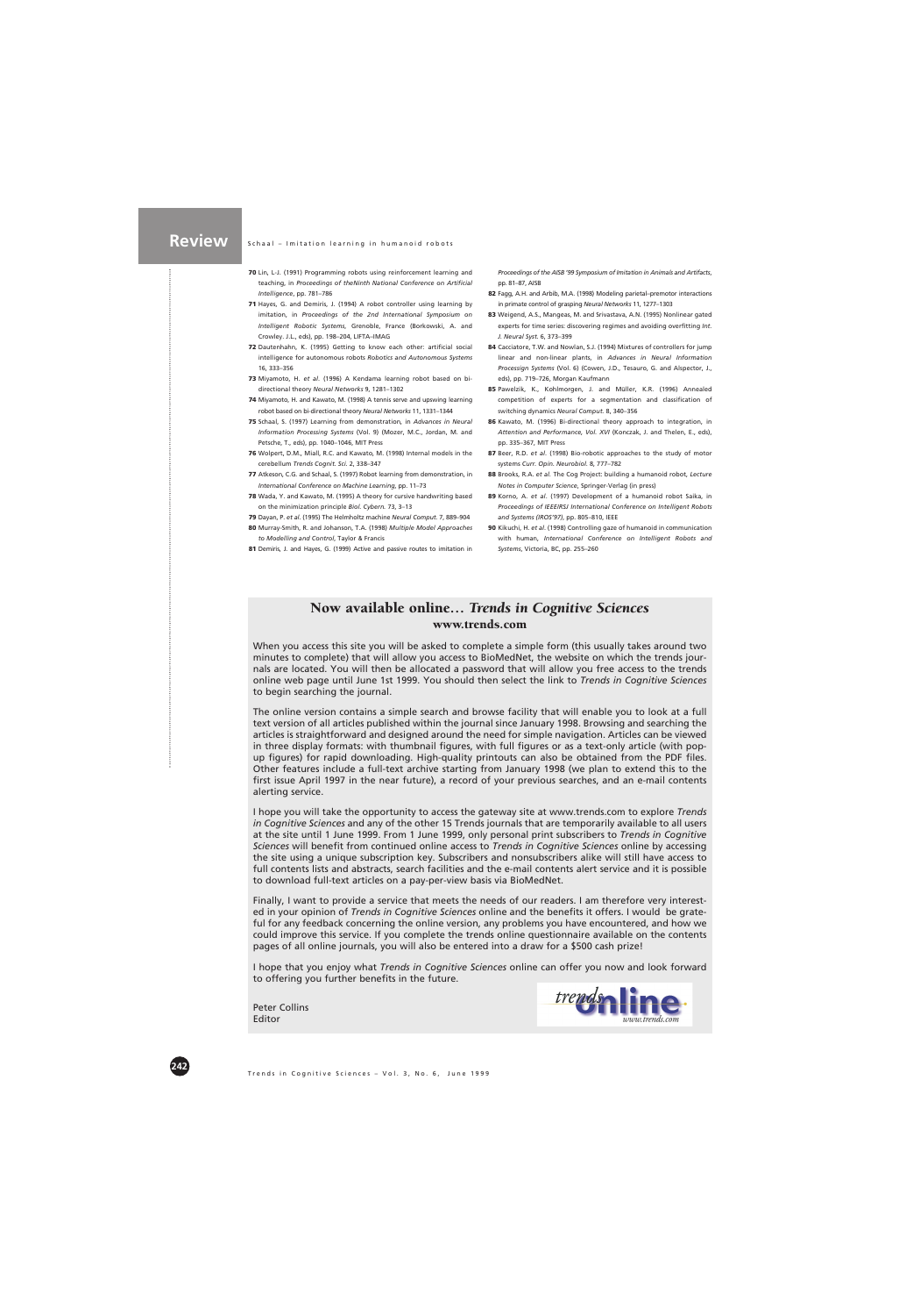**70** Lin, L-J. (1991) Programming robots using reinforcement learning and teaching, in *Proceedings of theNinth National Conference on Artificial Intelligence*, pp. 781–786

**71** Hayes, G. and Demiris, J. (1994) A robot controller using learning by imitation, in *Proceedings of the 2nd International Symposium on Intelligent Robotic Systems*, Grenoble, France (Borkowski, A. and Crowley. J.L., eds), pp. 198–204, LIFTA–IMAG

**72** Dautenhahn, K. (1995) Getting to know each other: artificial social intelligence for autonomous robots *Robotics and Autonomous Systems* 16, 333–356

**73** Miyamoto, H. *et al.* (1996) A Kendama learning robot based on bi-directional theory *Neural Networks* 9, 1281–1302

**74** Miyamoto, H. and Kawato, M. (1998) A tennis serve and upswing learning robot based on bi-directional theory *Neural Networks* 11, 1331–1344

**75** Schaal, S. (1997) Learning from demonstration, in *Advances in Neural Information Processing Systems* (Vol. 9) (Mozer, M.C., Jordan, M. and Petsche, T., eds), pp. 1040–1046, MIT Press

**76** Wolpert, D.M., Miall, R.C. and Kawato, M. (1998) Internal models in the cerebellum *Trends Cognit. Sci.* 2, 338–347

**77** Atkeson, C.G. and Schaal, S. (1997) Robot learning from demonstration, in *International Conference on Machine Learning*, pp. 11–73

**78** Wada, Y. and Kawato, M. (1995) A theory for cursive handwriting based on the minimization principle *Biol. Cybern.* 73, 3–13

**79** Dayan, P. *et al.* (1995) The Helmholtz machine *Neural Comput.* 7, 889–904

**80** Murray-Smith, R. and Johanson, T.A. (1998) *Multiple Model Approaches to Modelling and Control*, Taylor & Francis

**81** Demiris, J. and Hayes, G. (1999) Active and passive routes to imitation in *Proceedings of the AISB '99 Symposium of Imitation in Animals and Artifacts*, pp. 81–87, AISB

**82** Fagg, A.H. and Arbib, M.A. (1998) Modeling parietal–premotor interactions in primate control of grasping *Neural Networks* 11, 1277–1303

**83** Weigend, A.S., Mangeas, M. and Srivastava, A.N. (1995) Nonlinear gated experts for time series: discovering regimes and avoiding overfitting *Int. J. Neural Syst.* 6, 373–399

**84** Cacciatore, T.W. and Nowlan, S.J. (1994) Mixtures of controllers for jump linear and non-linear plants, in *Advances in Neural Information Processign Systems* (Vol. 6) (Cowen, J.D., Tesauro, G. and Alspector, J., eds), pp. 719–726, Morgan Kaufmann

**85** Pawelzik, K., Kohlmorgen, J. and Müller, K.R. (1996) Annealed competition of experts for a segmentation and classification of switching dynamics *Neural Comput.* 8, 340–356

**86** Kawato, M. (1996) Bi-directional theory approach to integration, in *Attention and Performance, Vol. XVI* (Konczak, J. and Thelen, E., eds), pp. 335–367, MIT Press

**87** Beer, R.D. *et al.* (1998) Bio-robotic approaches to the study of motor systems *Curr. Opin. Neurobiol.* 8, 777–782

**88** Brooks, R.A. *et al.* The Cog Project: building a humanoid robot, *Lecture Notes in Computer Science*, Springer-Verlag (in press)

**89** Korno, A. *et al.* (1997) Development of a humanoid robot Saika, in *Proceedings of IEEE/RSJ International Conference on Intelligent Robots and Systems (IROS'97)*, pp. 805–810, IEEE

**90** Kikuchi, H. *et al.* (1998) Controlling gaze of humanoid in communication with human, *International Conference on Intelligent Robots and Systems*, Victoria, BC, pp. 255–260

## Now available online… *Trends in Cognitive Sciences*
### www.trends.com

When you access this site you will be asked to complete a simple form (this usually takes around two minutes to complete) that will allow you access to BioMedNet, the website on which the trends journals are located. You will then be allocated a password that will allow you free access to the trends online web page until June 1st 1999. You should then select the link to *Trends in Cognitive Sciences* to begin searching the journal.

The online version contains a simple search and browse facility that will enable you to look at a full text version of all articles published within the journal since January 1998. Browsing and searching the articles is straightforward and designed around the need for simple navigation. Articles can be viewed in three display formats: with thumbnail figures, with full figures or as a text-only article (with pop-up figures) for rapid downloading. High-quality printouts can also be obtained from the PDF files. Other features include a full-text archive starting from January 1998 (we plan to extend this to the first issue April 1997 in the near future), a record of your previous searches, and an e-mail contents alerting service.

I hope you will take the opportunity to access the gateway site at www.trends.com to explore *Trends in Cognitive Sciences* and any of the other 15 Trends journals that are temporarily available to all users at the site until 1 June 1999. From 1 June 1999, only personal print subscribers to *Trends in Cognitive Sciences* will benefit from continued online access to *Trends in Cognitive Sciences* online by accessing the site using a unique subscription key. Subscribers and nonsubscribers alike will still have access to full contents lists and abstracts, search facilities and the e-mail contents alert service and it is possible to download full-text articles on a pay-per-view basis via BioMedNet.

Finally, I want to provide a service that meets the needs of our readers. I am therefore very interested in your opinion of *Trends in Cognitive Sciences* online and the benefits it offers. I would be grateful for any feedback concerning the online version, any problems you have encountered, and how we could improve this service. If you complete the trends online questionnaire available on the contents pages of all online journals, you will also be entered into a draw for a $500 cash prize!

I hope that you enjoy what *Trends in Cognitive Sciences* online can offer you now and look forward to offering you further benefits in the future.

Peter Collins
Editor

trends online
www.trends.com